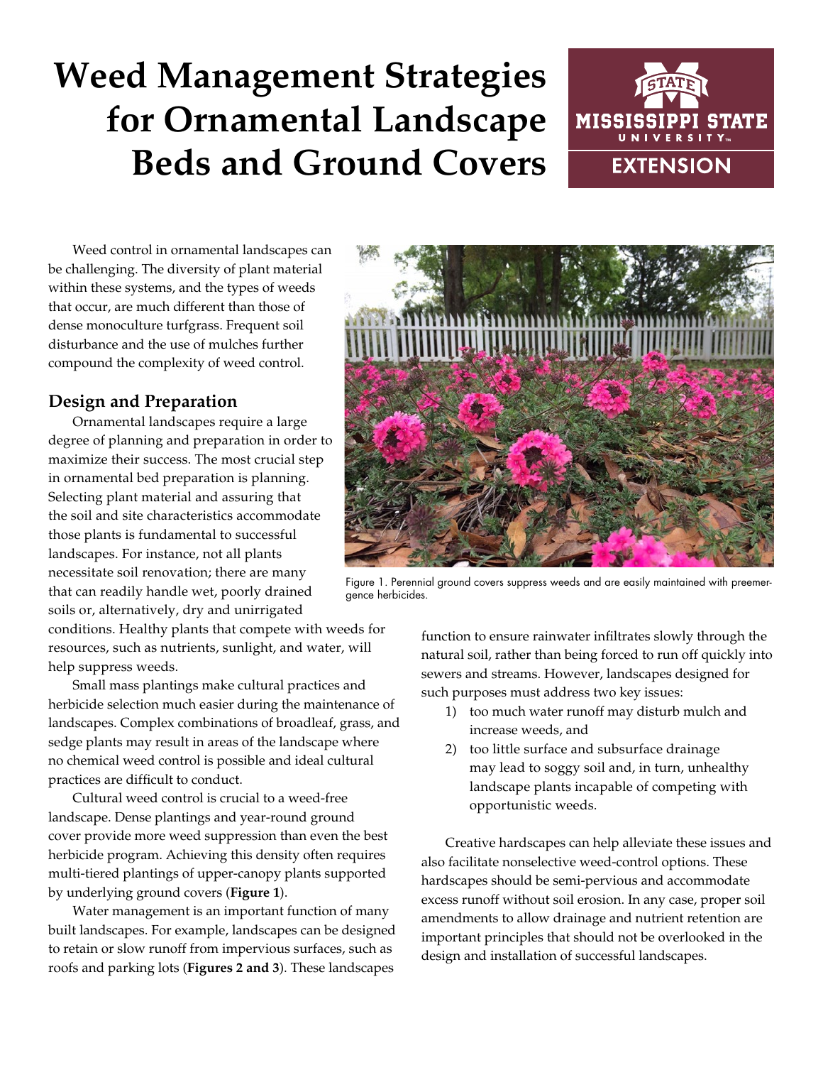# Weed Management Strategies for Ornamental Landscape Beds and Ground Covers

Weed control in ornamental landscapes can be challenging. The diversity of plant material within these systems, and the types of weeds that occur, are much different than those of dense monoculture turfgrass. Frequent soil disturbance and the use of mulches further compound the complexity of weed control.

## Design and Preparation

Ornamental landscapes require a large degree of planning and preparation in order to maximize their success. The most crucial step in ornamental bed preparation is planning. Selecting plant material and assuring that the soil and site characteristics accommodate those plants is fundamental to successful landscapes. For instance, not all plants necessitate soil renovation; there are many that can readily handle wet, poorly drained soils or, alternatively, dry and unirrigated conditions. Healthy plants that compete with weeds for resources, such as nutrients, sunlight, and water, will help suppress weeds.

Figure 1. Perennial ground covers suppress weeds and are easily maintained with preemergence herbicides.

Small mass plantings make cultural practices and herbicide selection much easier during the maintenance of landscapes. Complex combinations of broadleaf, grass, and sedge plants may result in areas of the landscape where no chemical weed control is possible and ideal cultural practices are difficult to conduct.

Cultural weed control is crucial to a weed-free landscape. Dense plantings and year-round ground cover provide more weed suppression than even the best herbicide program. Achieving this density often requires multi-tiered plantings of upper-canopy plants supported by underlying ground covers (**Figure 1**).

Water management is an important function of many built landscapes. For example, landscapes can be designed to retain or slow runoff from impervious surfaces, such as roofs and parking lots (**Figures 2 and 3**). These landscapes function to ensure rainwater infiltrates slowly through the natural soil, rather than being forced to run off quickly into sewers and streams. However, landscapes designed for such purposes must address two key issues:

1) too much water runoff may disturb mulch and increase weeds, and
2) too little surface and subsurface drainage may lead to soggy soil and, in turn, unhealthy landscape plants incapable of competing with opportunistic weeds.

Creative hardscapes can help alleviate these issues and also facilitate nonselective weed-control options. These hardscapes should be semi-pervious and accommodate excess runoff without soil erosion. In any case, proper soil amendments to allow drainage and nutrient retention are important principles that should not be overlooked in the design and installation of successful landscapes.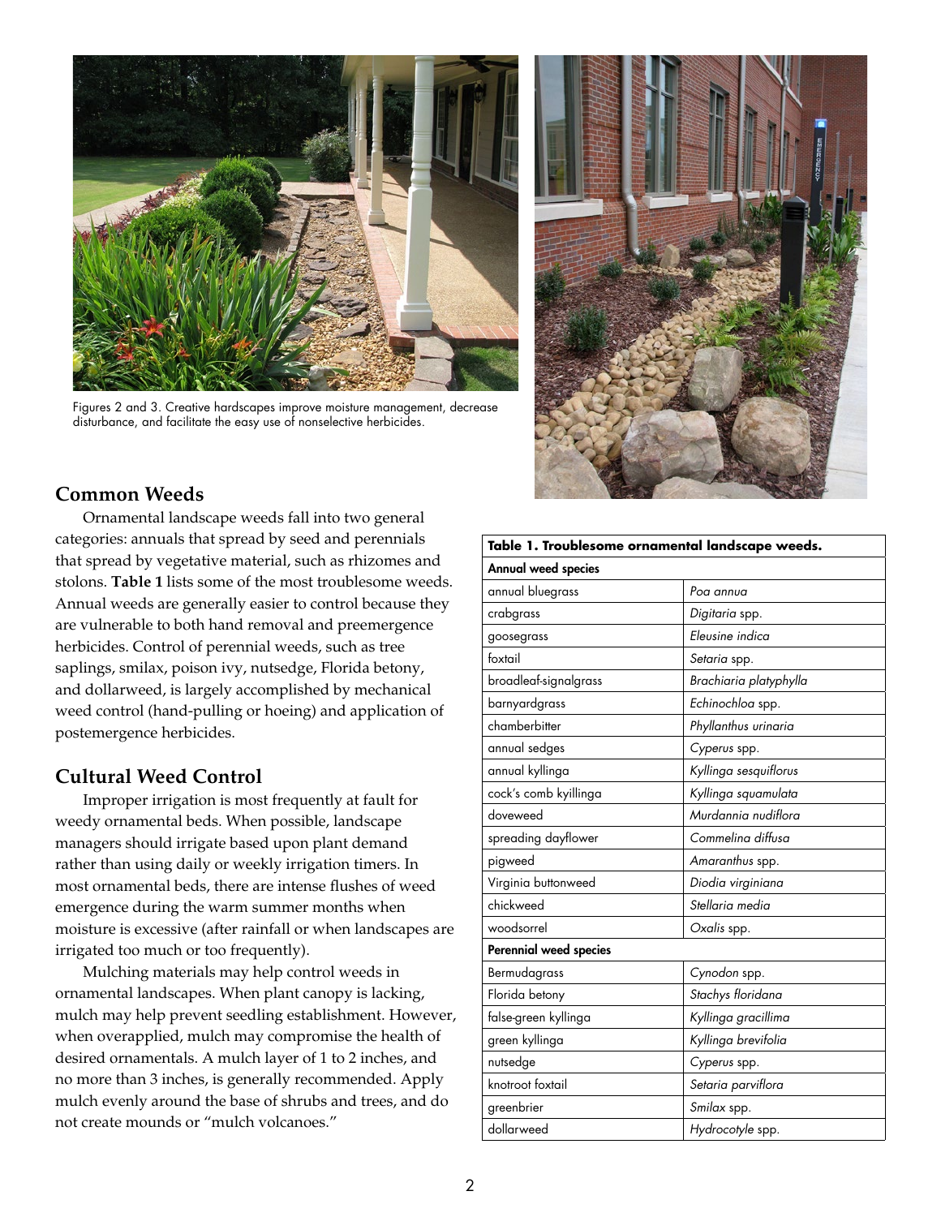Figures 2 and 3. Creative hardscapes improve moisture management, decrease disturbance, and facilitate the easy use of nonselective herbicides.

## Common Weeds

Ornamental landscape weeds fall into two general categories: annuals that spread by seed and perennials that spread by vegetative material, such as rhizomes and stolons. **Table 1** lists some of the most troublesome weeds. Annual weeds are generally easier to control because they are vulnerable to both hand removal and preemergence herbicides. Control of perennial weeds, such as tree saplings, smilax, poison ivy, nutsedge, Florida betony, and dollarweed, is largely accomplished by mechanical weed control (hand-pulling or hoeing) and application of postemergence herbicides.

## Cultural Weed Control

Improper irrigation is most frequently at fault for weedy ornamental beds. When possible, landscape managers should irrigate based upon plant demand rather than using daily or weekly irrigation timers. In most ornamental beds, there are intense flushes of weed emergence during the warm summer months when moisture is excessive (after rainfall or when landscapes are irrigated too much or too frequently).

Mulching materials may help control weeds in ornamental landscapes. When plant canopy is lacking, mulch may help prevent seedling establishment. However, when overapplied, mulch may compromise the health of desired ornamentals. A mulch layer of 1 to 2 inches, and no more than 3 inches, is generally recommended. Apply mulch evenly around the base of shrubs and trees, and do not create mounds or "mulch volcanoes."

**Table 1. Troublesome ornamental landscape weeds.**

| Common name | Scientific name |
|---|---|
| **Annual weed species** | |
| annual bluegrass | *Poa annua* |
| crabgrass | *Digitaria* spp. |
| goosegrass | *Eleusine indica* |
| foxtail | *Setaria* spp. |
| broadleaf-signalgrass | *Brachiaria platyphylla* |
| barnyardgrass | *Echinochloa* spp. |
| chamberbitter | *Phyllanthus urinaria* |
| annual sedges | *Cyperus* spp. |
| annual kyllinga | *Kyllinga sesquiflorus* |
| cock's comb kyllinga | *Kyllinga squamulata* |
| doveweed | *Murdannia nudiflora* |
| spreading dayflower | *Commelina diffusa* |
| pigweed | *Amaranthus* spp. |
| Virginia buttonweed | *Diodia virginiana* |
| chickweed | *Stellaria media* |
| woodsorrel | *Oxalis* spp. |
| **Perennial weed species** | |
| Bermudagrass | *Cynodon* spp. |
| Florida betony | *Stachys floridana* |
| false-green kyllinga | *Kyllinga gracillima* |
| green kyllinga | *Kyllinga brevifolia* |
| nutsedge | *Cyperus* spp. |
| knotroot foxtail | *Setaria parviflora* |
| greenbrier | *Smilax* spp. |
| dollarweed | *Hydrocotyle* spp. |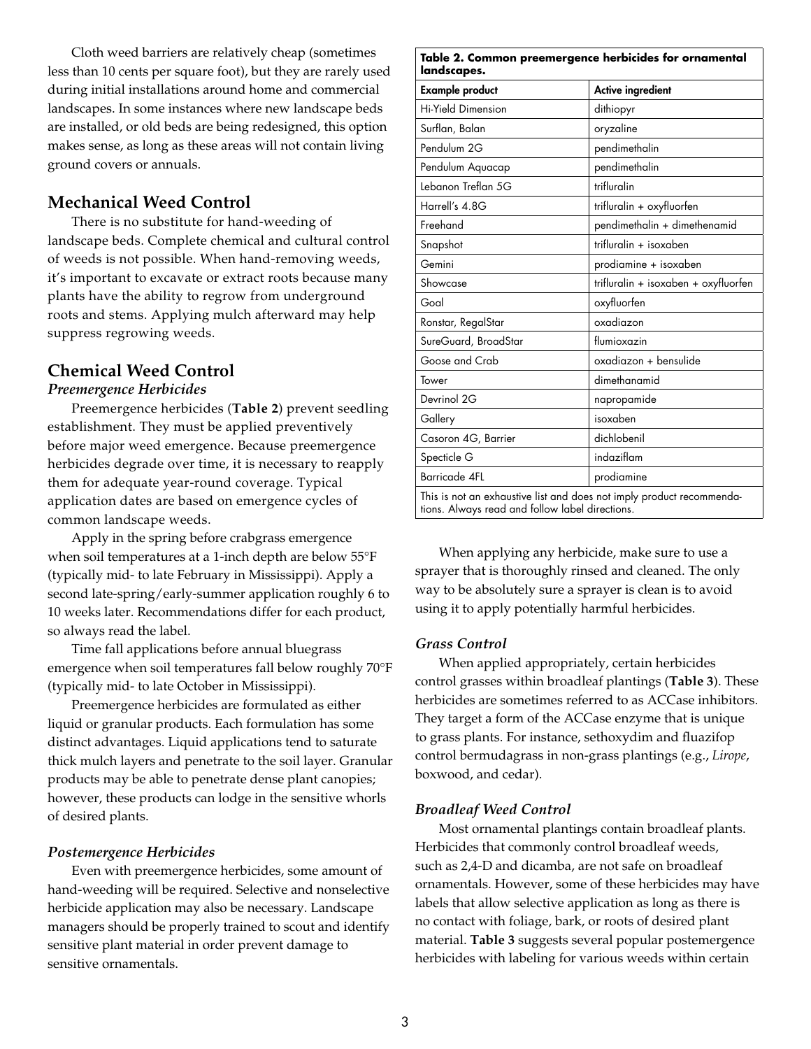Cloth weed barriers are relatively cheap (sometimes less than 10 cents per square foot), but they are rarely used during initial installations around home and commercial landscapes. In some instances where new landscape beds are installed, or old beds are being redesigned, this option makes sense, as long as these areas will not contain living ground covers or annuals.

## Mechanical Weed Control

There is no substitute for hand-weeding of landscape beds. Complete chemical and cultural control of weeds is not possible. When hand-removing weeds, it's important to excavate or extract roots because many plants have the ability to regrow from underground roots and stems. Applying mulch afterward may help suppress regrowing weeds.

## Chemical Weed Control

### *Preemergence Herbicides*

Preemergence herbicides (**Table 2**) prevent seedling establishment. They must be applied preventively before major weed emergence. Because preemergence herbicides degrade over time, it is necessary to reapply them for adequate year-round coverage. Typical application dates are based on emergence cycles of common landscape weeds.

Apply in the spring before crabgrass emergence when soil temperatures at a 1-inch depth are below 55°F (typically mid- to late February in Mississippi). Apply a second late-spring/early-summer application roughly 6 to 10 weeks later. Recommendations differ for each product, so always read the label.

Time fall applications before annual bluegrass emergence when soil temperatures fall below roughly 70°F (typically mid- to late October in Mississippi).

Preemergence herbicides are formulated as either liquid or granular products. Each formulation has some distinct advantages. Liquid applications tend to saturate thick mulch layers and penetrate to the soil layer. Granular products may be able to penetrate dense plant canopies; however, these products can lodge in the sensitive whorls of desired plants.

**Table 2. Common preemergence herbicides for ornamental landscapes.**

| Example product | Active ingredient |
|---|---|
| Hi-Yield Dimension | dithiopyr |
| Surflan, Balan | oryzaline |
| Pendulum 2G | pendimethalin |
| Pendulum Aquacap | pendimethalin |
| Lebanon Treflan 5G | trifluralin |
| Harrell's 4.8G | trifluralin + oxyfluorfen |
| Freehand | pendimethalin + dimethenamid |
| Snapshot | trifluralin + isoxaben |
| Gemini | prodiamine + isoxaben |
| Showcase | trifluralin + isoxaben + oxyfluorfen |
| Goal | oxyfluorfen |
| Ronstar, RegalStar | oxadiazon |
| SureGuard, BroadStar | flumioxazin |
| Goose and Crab | oxadiazon + bensulide |
| Tower | dimethanamid |
| Devrinol 2G | napropamide |
| Gallery | isoxaben |
| Casoron 4G, Barrier | dichlobenil |
| Specticle G | indaziflam |
| Barricade 4FL | prodiamine |

This is not an exhaustive list and does not imply product recommendations. Always read and follow label directions.

When applying any herbicide, make sure to use a sprayer that is thoroughly rinsed and cleaned. The only way to be absolutely sure a sprayer is clean is to avoid using it to apply potentially harmful herbicides.

### *Postemergence Herbicides*

Even with preemergence herbicides, some amount of hand-weeding will be required. Selective and nonselective herbicide application may also be necessary. Landscape managers should be properly trained to scout and identify sensitive plant material in order prevent damage to sensitive ornamentals.

### *Grass Control*

When applied appropriately, certain herbicides control grasses within broadleaf plantings (**Table 3**). These herbicides are sometimes referred to as ACCase inhibitors. They target a form of the ACCase enzyme that is unique to grass plants. For instance, sethoxydim and fluazifop control bermudagrass in non-grass plantings (e.g., *Lirope*, boxwood, and cedar).

### *Broadleaf Weed Control*

Most ornamental plantings contain broadleaf plants. Herbicides that commonly control broadleaf weeds, such as 2,4-D and dicamba, are not safe on broadleaf ornamentals. However, some of these herbicides may have labels that allow selective application as long as there is no contact with foliage, bark, or roots of desired plant material. **Table 3** suggests several popular postemergence herbicides with labeling for various weeds within certain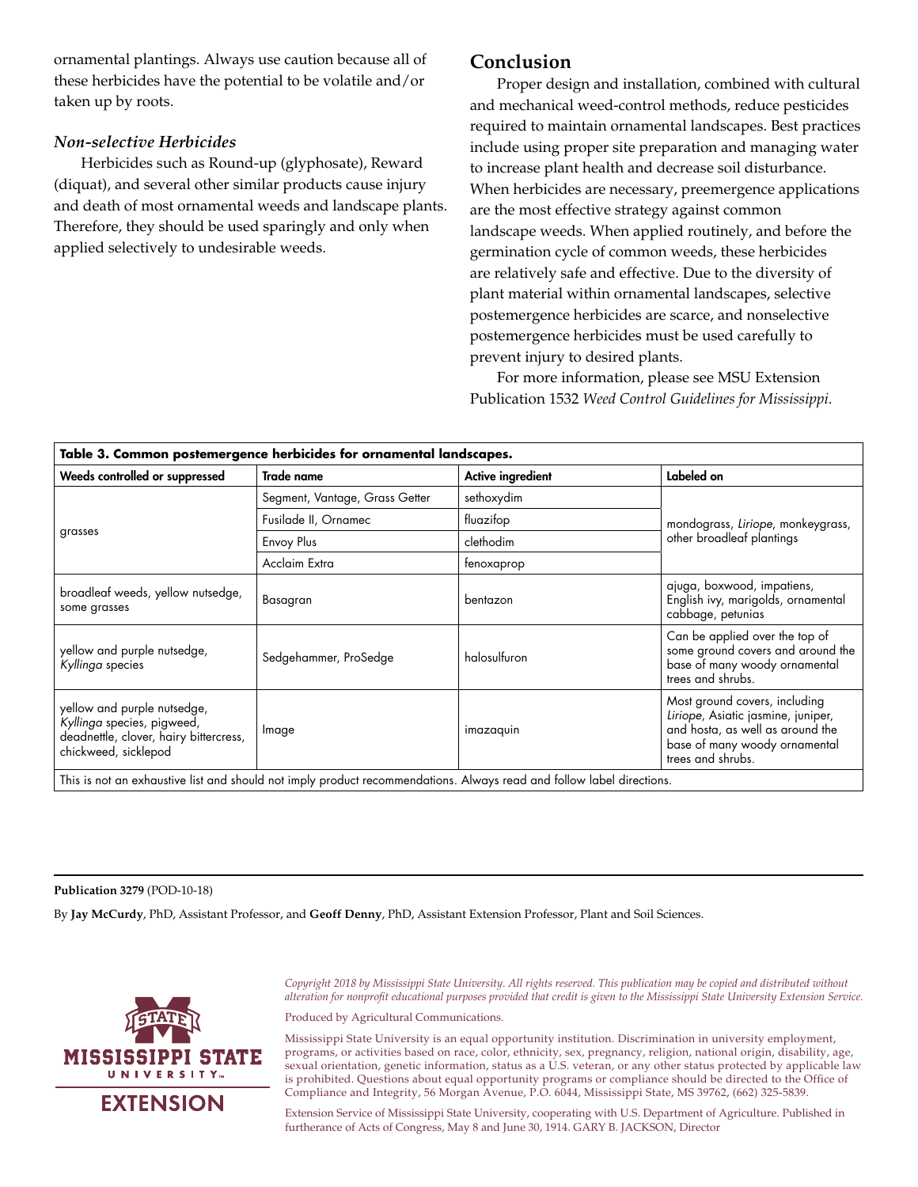ornamental plantings. Always use caution because all of these herbicides have the potential to be volatile and/or taken up by roots.

### *Non-selective Herbicides*

Herbicides such as Round-up (glyphosate), Reward (diquat), and several other similar products cause injury and death of most ornamental weeds and landscape plants. Therefore, they should be used sparingly and only when applied selectively to undesirable weeds.

## Conclusion

Proper design and installation, combined with cultural and mechanical weed-control methods, reduce pesticides required to maintain ornamental landscapes. Best practices include using proper site preparation and managing water to increase plant health and decrease soil disturbance. When herbicides are necessary, preemergence applications are the most effective strategy against common landscape weeds. When applied routinely, and before the germination cycle of common weeds, these herbicides are relatively safe and effective. Due to the diversity of plant material within ornamental landscapes, selective postemergence herbicides are scarce, and nonselective postemergence herbicides must be used carefully to prevent injury to desired plants.

For more information, please see MSU Extension Publication 1532 *Weed Control Guidelines for Mississippi*.

**Table 3. Common postemergence herbicides for ornamental landscapes.**

| Weeds controlled or suppressed | Trade name | Active ingredient | Labeled on |
|---|---|---|---|
| grasses | Segment, Vantage, Grass Getter | sethoxydim | mondograss, *Liriope*, monkeygrass, other broadleaf plantings |
| | Fusilade II, Ornamec | fluazifop | |
| | Envoy Plus | clethodim | |
| | Acclaim Extra | fenoxaprop | |
| broadleaf weeds, yellow nutsedge, some grasses | Basagran | bentazon | ajuga, boxwood, impatiens, English ivy, marigolds, ornamental cabbage, petunias |
| yellow and purple nutsedge, *Kyllinga* species | Sedgehammer, ProSedge | halosulfuron | Can be applied over the top of some ground covers and around the base of many woody ornamental trees and shrubs. |
| yellow and purple nutsedge, *Kyllinga* species, pigweed, deadnettle, clover, hairy bittercress, chickweed, sicklepod | Image | imazaquin | Most ground covers, including *Liriope*, Asiatic jasmine, juniper, and hosta, as well as around the base of many woody ornamental trees and shrubs. |

This is not an exhaustive list and should not imply product recommendations. Always read and follow label directions.

**Publication 3279** (POD-10-18)

By **Jay McCurdy**, PhD, Assistant Professor, and **Geoff Denny**, PhD, Assistant Extension Professor, Plant and Soil Sciences.

MISSISSIPPI STATE UNIVERSITY™ EXTENSION

*Copyright 2018 by Mississippi State University. All rights reserved. This publication may be copied and distributed without alteration for nonprofit educational purposes provided that credit is given to the Mississippi State University Extension Service.*

Produced by Agricultural Communications.

Mississippi State University is an equal opportunity institution. Discrimination in university employment, programs, or activities based on race, color, ethnicity, sex, pregnancy, religion, national origin, disability, age, sexual orientation, genetic information, status as a U.S. veteran, or any other status protected by applicable law is prohibited. Questions about equal opportunity programs or compliance should be directed to the Office of Compliance and Integrity, 56 Morgan Avenue, P.O. 6044, Mississippi State, MS 39762, (662) 325-5839.

Extension Service of Mississippi State University, cooperating with U.S. Department of Agriculture. Published in furtherance of Acts of Congress, May 8 and June 30, 1914. GARY B. JACKSON, Director